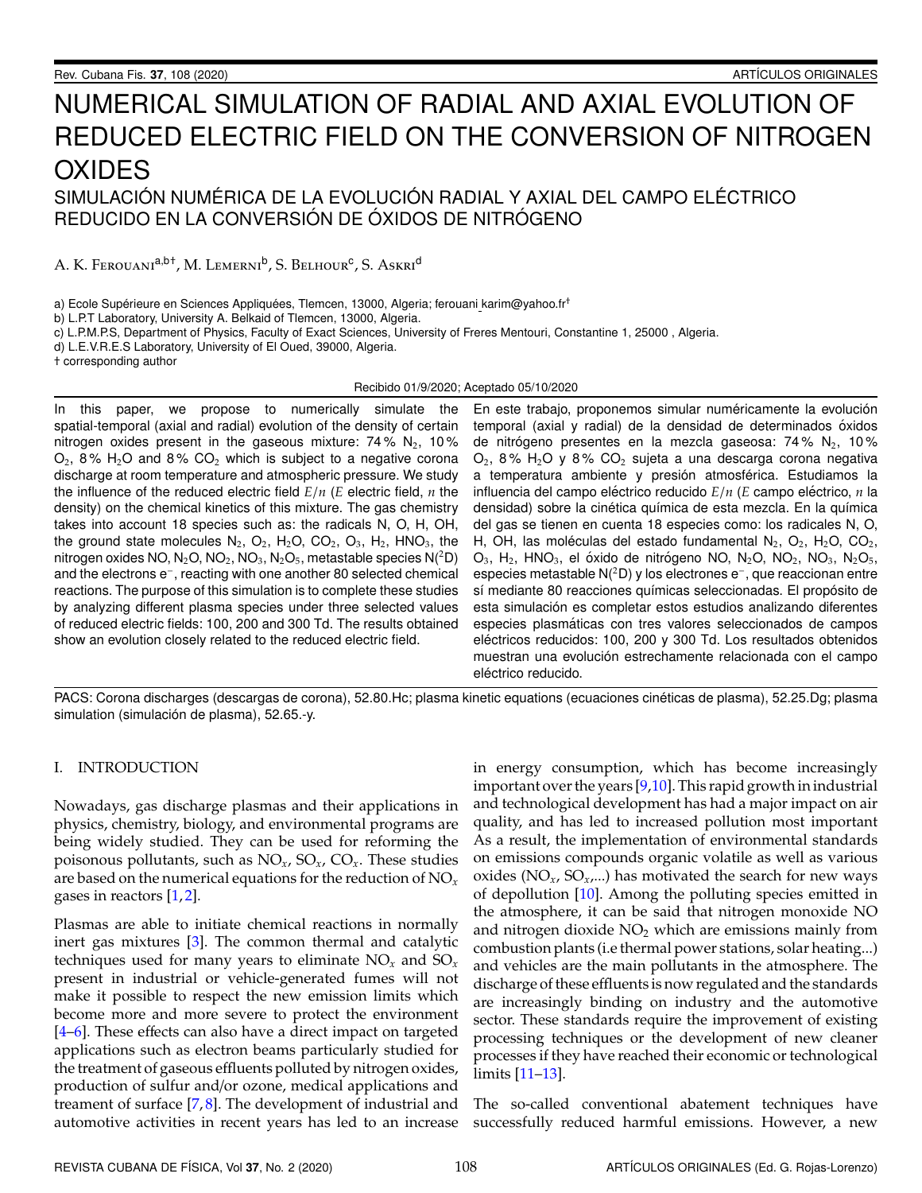# NUMERICAL SIMULATION OF RADIAL AND AXIAL EVOLUTION OF REDUCED ELECTRIC FIELD ON THE CONVERSION OF NITROGEN OXIDES

## SIMULACIÓN NUMÉRICA DE LA EVOLUCIÓN RADIAL Y AXIAL DEL CAMPO ELÉCTRICO REDUCIDO EN LA CONVERSIÓN DE ÓXIDOS DE NITRÓGENO

A. K. Ferouani[a,b†], M. Lemerni[b], S. Belhour[c], S. Askri[d]

a) Ecole Supérieure en Sciences Appliquées, Tlemcen, 13000, Algeria; ferouani_karim@yahoo.fr[†]
b) L.P.T Laboratory, University A. Belkaid of Tlemcen, 13000, Algeria.
c) L.P.M.P.S, Department of Physics, Faculty of Exact Sciences, University of Freres Mentouri, Constantine 1, 25000 , Algeria.
d) L.E.V.R.E.S Laboratory, University of El Oued, 39000, Algeria.
† corresponding author

Recibido 01/9/2020; Aceptado 05/10/2020

In this paper, we propose to numerically simulate the spatial-temporal (axial and radial) evolution of the density of certain nitrogen oxides present in the gaseous mixture: 74 % $N_2$, 10 % $O_2$, 8 % $H_2O$ and 8 % $CO_2$ which is subject to a negative corona discharge at room temperature and atmospheric pressure. We study the influence of the reduced electric field $E/n$ ($E$ electric field, $n$ the density) on the chemical kinetics of this mixture. The gas chemistry takes into account 18 species such as: the radicals N, O, H, OH, the ground state molecules $N_2$, $O_2$, $H_2O$, $CO_2$, $O_3$, $H_2$, $HNO_3$, the nitrogen oxides NO, $N_2O$, $NO_2$, $NO_3$, $N_2O_5$, metastable species $N(^2D)$ and the electrons $e^-$, reacting with one another 80 selected chemical reactions. The purpose of this simulation is to complete these studies by analyzing different plasma species under three selected values of reduced electric fields: 100, 200 and 300 Td. The results obtained show an evolution closely related to the reduced electric field.

En este trabajo, proponemos simular numéricamente la evolución temporal (axial y radial) de la densidad de determinados óxidos de nitrógeno presentes en la mezcla gaseosa: 74 % $N_2$, 10 % $O_2$, 8 % $H_2O$ y 8 % $CO_2$ sujeta a una descarga corona negativa a temperatura ambiente y presión atmosférica. Estudiamos la influencia del campo eléctrico reducido $E/n$ ($E$ campo eléctrico, $n$ la densidad) sobre la cinética química de esta mezcla. En la química del gas se tienen en cuenta 18 especies como: los radicales N, O, H, OH, las moléculas del estado fundamental $N_2$, $O_2$, $H_2O$, $CO_2$, $O_3$, $H_2$, $HNO_3$, el óxido de nitrógeno NO, $N_2O$, $NO_2$, $NO_3$, $N_2O_5$, especies metastable $N(^2D)$ y los electrones $e^-$, que reaccionan entre sí mediante 80 reacciones químicas seleccionadas. El propósito de esta simulación es completar estos estudios analizando diferentes especies plasmáticas con tres valores seleccionados de campos eléctricos reducidos: 100, 200 y 300 Td. Los resultados obtenidos muestran una evolución estrechamente relacionada con el campo eléctrico reducido.

PACS: Corona discharges (descargas de corona), 52.80.Hc; plasma kinetic equations (ecuaciones cinéticas de plasma), 52.25.Dg; plasma simulation (simulación de plasma), 52.65.-y.

## I. INTRODUCTION

Nowadays, gas discharge plasmas and their applications in physics, chemistry, biology, and environmental programs are being widely studied. They can be used for reforming the poisonous pollutants, such as $NO_x$, $SO_x$, $CO_x$. These studies are based on the numerical equations for the reduction of $NO_x$ gases in reactors [1,2].

Plasmas are able to initiate chemical reactions in normally inert gas mixtures [3]. The common thermal and catalytic techniques used for many years to eliminate $NO_x$ and $SO_x$ present in industrial or vehicle-generated fumes will not make it possible to respect the new emission limits which become more and more severe to protect the environment [4–6]. These effects can also have a direct impact on targeted applications such as electron beams particularly studied for the treatment of gaseous effluents polluted by nitrogen oxides, production of sulfur and/or ozone, medical applications and treament of surface [7,8]. The development of industrial and automotive activities in recent years has led to an increase in energy consumption, which has become increasingly important over the years [9,10]. This rapid growth in industrial and technological development has had a major impact on air quality, and has led to increased pollution most important As a result, the implementation of environmental standards on emissions compounds organic volatile as well as various oxides ($NO_x$, $SO_x$,...) has motivated the search for new ways of depollution [10]. Among the polluting species emitted in the atmosphere, it can be said that nitrogen monoxide NO and nitrogen dioxide $NO_2$ which are emissions mainly from combustion plants (i.e thermal power stations, solar heating...) and vehicles are the main pollutants in the atmosphere. The discharge of these effluents is now regulated and the standards are increasingly binding on industry and the automotive sector. These standards require the improvement of existing processing techniques or the development of new cleaner processes if they have reached their economic or technological limits [11–13].

The so-called conventional abatement techniques have successfully reduced harmful emissions. However, a new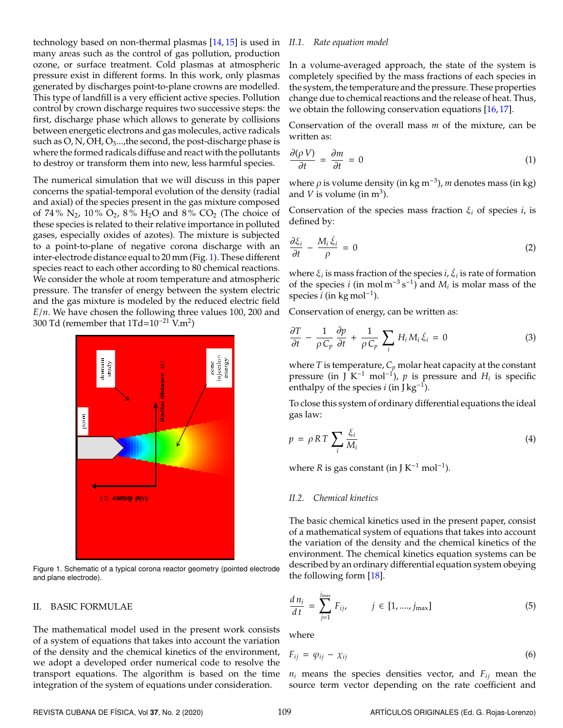technology based on non-thermal plasmas [14, 15] is used in many areas such as the control of gas pollution, production ozone, or surface treatment. Cold plasmas at atmospheric pressure exist in different forms. In this work, only plasmas generated by discharges point-to-plane crowns are modelled. This type of landfill is a very efficient active species. Pollution control by crown discharge requires two successive steps: the first, discharge phase which allows to generate by collisions between energetic electrons and gas molecules, active radicals such as O, N, OH, $O_3$...,the second, the post-discharge phase is where the formed radicals diffuse and react with the pollutants to destroy or transform them into new, less harmful species.

The numerical simulation that we will discuss in this paper concerns the spatial-temporal evolution of the density (radial and axial) of the species present in the gas mixture composed of 74 % $N_2$, 10 % $O_2$, 8 % $H_2O$ and 8 % $CO_2$ (The choice of these species is related to their relative importance in polluted gases, especially oxides of azotes). The mixture is subjected to a point-to-plane of negative corona discharge with an inter-electrode distance equal to 20 mm (Fig. 1). These different species react to each other according to 80 chemical reactions. We consider the whole at room temperature and atmospheric pressure. The transfer of energy between the system electric and the gas mixture is modeled by the reduced electric field $E/n$. We have chosen the following three values 100, 200 and 300 Td (remember that 1Td=$10^{-21}$ V.m$^2$)

Figure 1. Schematic of a typical corona reactor geometry (pointed electrode and plane electrode).

## II. BASIC FORMULAE

The mathematical model used in the present work consists of a system of equations that takes into account the variation of the density and the chemical kinetics of the environment, we adopt a developed order numerical code to resolve the transport equations. The algorithm is based on the time integration of the system of equations under consideration.

### II.1. Rate equation model

In a volume-averaged approach, the state of the system is completely specified by the mass fractions of each species in the system, the temperature and the pressure. These properties change due to chemical reactions and the release of heat. Thus, we obtain the following conservation equations [16, 17].

Conservation of the overall mass $m$ of the mixture, can be written as:

$$\frac{\partial(\rho V)}{\partial t} = \frac{\partial m}{\partial t} = 0 \tag{1}$$

where $\rho$ is volume density (in kg m$^{-3}$), $m$ denotes mass (in kg) and $V$ is volume (in m$^3$).

Conservation of the species mass fraction $\xi_i$ of species $i$, is defined by:

$$\frac{\partial \xi_i}{\partial t} - \frac{M_i \dot{\xi}_i}{\rho} = 0 \tag{2}$$

where $\xi_i$ is mass fraction of the species $i$, $\dot{\xi}_i$ is rate of formation of the species $i$ (in mol m$^{-3}$ s$^{-1}$) and $M_i$ is molar mass of the species $i$ (in kg mol$^{-1}$).

Conservation of energy, can be written as:

$$\frac{\partial T}{\partial t} - \frac{1}{\rho C_p}\frac{\partial p}{\partial t} + \frac{1}{\rho C_p}\sum_i H_i M_i \dot{\xi}_i = 0 \tag{3}$$

where $T$ is temperature, $C_p$ molar heat capacity at the constant pressure (in J K$^{-1}$ mol$^{-1}$), $p$ is pressure and $H_i$ is specific enthalpy of the species $i$ (in J kg$^{-1}$).

To close this system of ordinary differential equations the ideal gas law:

$$p = \rho R T \sum_i \frac{\xi_i}{M_i} \tag{4}$$

where $R$ is gas constant (in J K$^{-1}$ mol$^{-1}$).

### II.2. Chemical kinetics

The basic chemical kinetics used in the present paper, consist of a mathematical system of equations that takes into account the variation of the density and the chemical kinetics of the environment. The chemical kinetics equation systems can be described by an ordinary differential equation system obeying the following form [18].

$$\frac{d n_i}{d t} = \sum_{j=1}^{j_{\max}} F_{ij}, \qquad j \in [1, ...., j_{\max}] \tag{5}$$

where

$$F_{ij} = \varphi_{ij} - \chi_{ij} \tag{6}$$

$n_i$ means the species densities vector, and $F_{ij}$ mean the source term vector depending on the rate coefficient and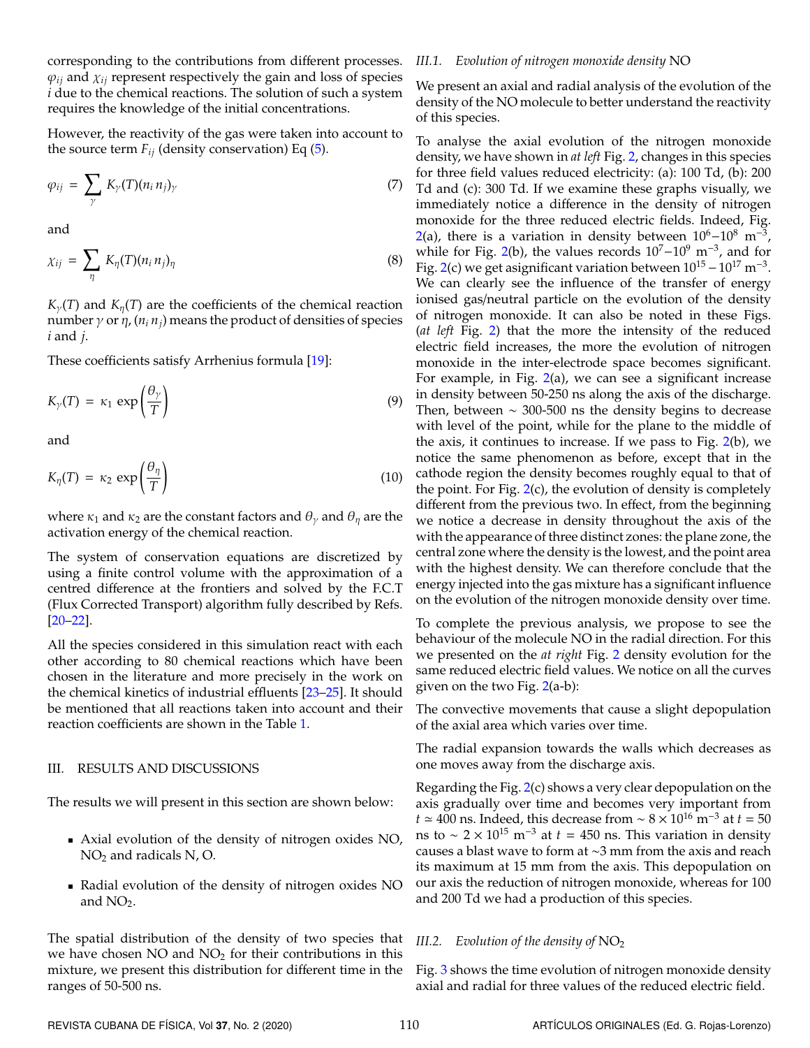corresponding to the contributions from different processes. $\varphi_{ij}$ and $\chi_{ij}$ represent respectively the gain and loss of species $i$ due to the chemical reactions. The solution of such a system requires the knowledge of the initial concentrations.

However, the reactivity of the gas were taken into account to the source term $F_{ij}$ (density conservation) Eq (5).

$$\varphi_{ij} = \sum_{\gamma} K_{\gamma}(T)(n_i n_j)_{\gamma} \tag{7}$$

and

$$\chi_{ij} = \sum_{\eta} K_{\eta}(T)(n_i n_j)_{\eta} \tag{8}$$

$K_{\gamma}(T)$ and $K_{\eta}(T)$ are the coefficients of the chemical reaction number $\gamma$ or $\eta$, $(n_i n_j)$ means the product of densities of species $i$ and $j$.

These coefficients satisfy Arrhenius formula [19]:

$$K_{\gamma}(T) = \kappa_1 \exp\left(\frac{\theta_{\gamma}}{T}\right) \tag{9}$$

and

$$K_{\eta}(T) = \kappa_2 \exp\left(\frac{\theta_{\eta}}{T}\right) \tag{10}$$

where $\kappa_1$ and $\kappa_2$ are the constant factors and $\theta_{\gamma}$ and $\theta_{\eta}$ are the activation energy of the chemical reaction.

The system of conservation equations are discretized by using a finite control volume with the approximation of a centred difference at the frontiers and solved by the F.C.T (Flux Corrected Transport) algorithm fully described by Refs. [20–22].

All the species considered in this simulation react with each other according to 80 chemical reactions which have been chosen in the literature and more precisely in the work on the chemical kinetics of industrial effluents [23–25]. It should be mentioned that all reactions taken into account and their reaction coefficients are shown in the Table 1.

## III. RESULTS AND DISCUSSIONS

The results we will present in this section are shown below:

- Axial evolution of the density of nitrogen oxides NO, $NO_2$ and radicals N, O.
- Radial evolution of the density of nitrogen oxides NO and $NO_2$.

The spatial distribution of the density of two species that we have chosen NO and $NO_2$ for their contributions in this mixture, we present this distribution for different time in the ranges of 50-500 ns.

### *III.1. Evolution of nitrogen monoxide density* NO

We present an axial and radial analysis of the evolution of the density of the NO molecule to better understand the reactivity of this species.

To analyse the axial evolution of the nitrogen monoxide density, we have shown in *at left* Fig. 2, changes in this species for three field values reduced electricity: (a): 100 Td, (b): 200 Td and (c): 300 Td. If we examine these graphs visually, we immediately notice a difference in the density of nitrogen monoxide for the three reduced electric fields. Indeed, Fig. 2(a), there is a variation in density between $10^6$–$10^8$ m$^{-3}$, while for Fig. 2(b), the values records $10^7$–$10^9$ m$^{-3}$, and for Fig. 2(c) we get asignificant variation between $10^{15} - 10^{17}$ m$^{-3}$. We can clearly see the influence of the transfer of energy ionised gas/neutral particle on the evolution of the density of nitrogen monoxide. It can also be noted in these Figs. (*at left* Fig. 2) that the more the intensity of the reduced electric field increases, the more the evolution of nitrogen monoxide in the inter-electrode space becomes significant. For example, in Fig. 2(a), we can see a significant increase in density between 50-250 ns along the axis of the discharge. Then, between ∼ 300-500 ns the density begins to decrease with level of the point, while for the plane to the middle of the axis, it continues to increase. If we pass to Fig. 2(b), we notice the same phenomenon as before, except that in the cathode region the density becomes roughly equal to that of the point. For Fig. 2(c), the evolution of density is completely different from the previous two. In effect, from the beginning we notice a decrease in density throughout the axis of the with the appearance of three distinct zones: the plane zone, the central zone where the density is the lowest, and the point area with the highest density. We can therefore conclude that the energy injected into the gas mixture has a significant influence on the evolution of the nitrogen monoxide density over time.

To complete the previous analysis, we propose to see the behaviour of the molecule NO in the radial direction. For this we presented on the *at right* Fig. 2 density evolution for the same reduced electric field values. We notice on all the curves given on the two Fig. 2(a-b):

The convective movements that cause a slight depopulation of the axial area which varies over time.

The radial expansion towards the walls which decreases as one moves away from the discharge axis.

Regarding the Fig. 2(c) shows a very clear depopulation on the axis gradually over time and becomes very important from $t \simeq 400$ ns. Indeed, this decrease from $\sim 8 \times 10^{16}$ m$^{-3}$ at $t = 50$ ns to $\sim 2 \times 10^{15}$ m$^{-3}$ at $t = 450$ ns. This variation in density causes a blast wave to form at ∼3 mm from the axis and reach its maximum at 15 mm from the axis. This depopulation on our axis the reduction of nitrogen monoxide, whereas for 100 and 200 Td we had a production of this species.

### *III.2. Evolution of the density of* $NO_2$

Fig. 3 shows the time evolution of nitrogen monoxide density axial and radial for three values of the reduced electric field.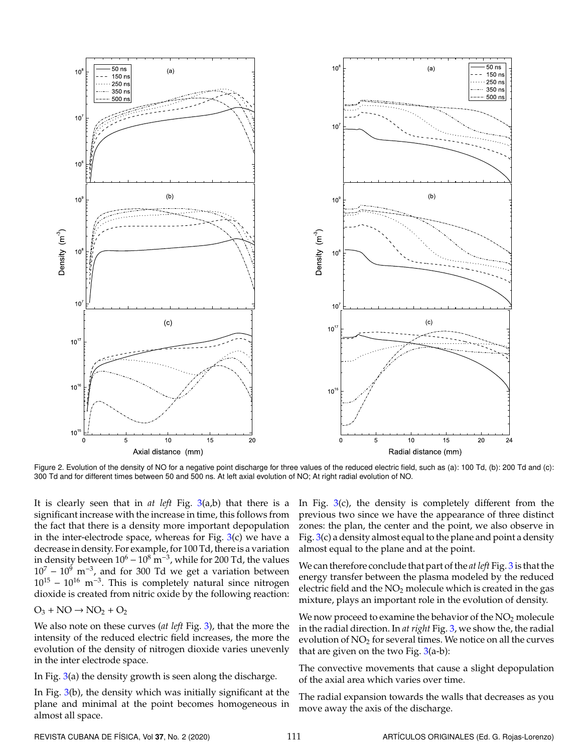Figure 2. Evolution of the density of NO for a negative point discharge for three values of the reduced electric field, such as (a): 100 Td, (b): 200 Td and (c): 300 Td and for different times between 50 and 500 ns. At left axial evolution of NO; At right radial evolution of NO.

It is clearly seen that in *at left* Fig. 3(a,b) that there is a significant increase with the increase in time, this follows from the fact that there is a density more important depopulation in the inter-electrode space, whereas for Fig. 3(c) we have a decrease in density. For example, for 100 Td, there is a variation in density between $10^6 - 10^8$ m$^{-3}$, while for 200 Td, the values $10^7 - 10^9$ m$^{-3}$, and for 300 Td we get a variation between $10^{15} - 10^{16}$ m$^{-3}$. This is completely natural since nitrogen dioxide is created from nitric oxide by the following reaction:

$O_3 + NO \rightarrow NO_2 + O_2$

We also note on these curves (*at left* Fig. 3), that the more the intensity of the reduced electric field increases, the more the evolution of the density of nitrogen dioxide varies unevenly in the inter electrode space.

In Fig. 3(a) the density growth is seen along the discharge.

In Fig. 3(b), the density which was initially significant at the plane and minimal at the point becomes homogeneous in almost all space.

In Fig. 3(c), the density is completely different from the previous two since we have the appearance of three distinct zones: the plan, the center and the point, we also observe in Fig. 3(c) a density almost equal to the plane and point a density almost equal to the plane and at the point.

We can therefore conclude that part of the *at left* Fig. 3 is that the energy transfer between the plasma modeled by the reduced electric field and the $NO_2$ molecule which is created in the gas mixture, plays an important role in the evolution of density.

We now proceed to examine the behavior of the $NO_2$ molecule in the radial direction. In *at right* Fig. 3, we show the, the radial evolution of $NO_2$ for several times. We notice on all the curves that are given on the two Fig. 3(a-b):

The convective movements that cause a slight depopulation of the axial area which varies over time.

The radial expansion towards the walls that decreases as you move away the axis of the discharge.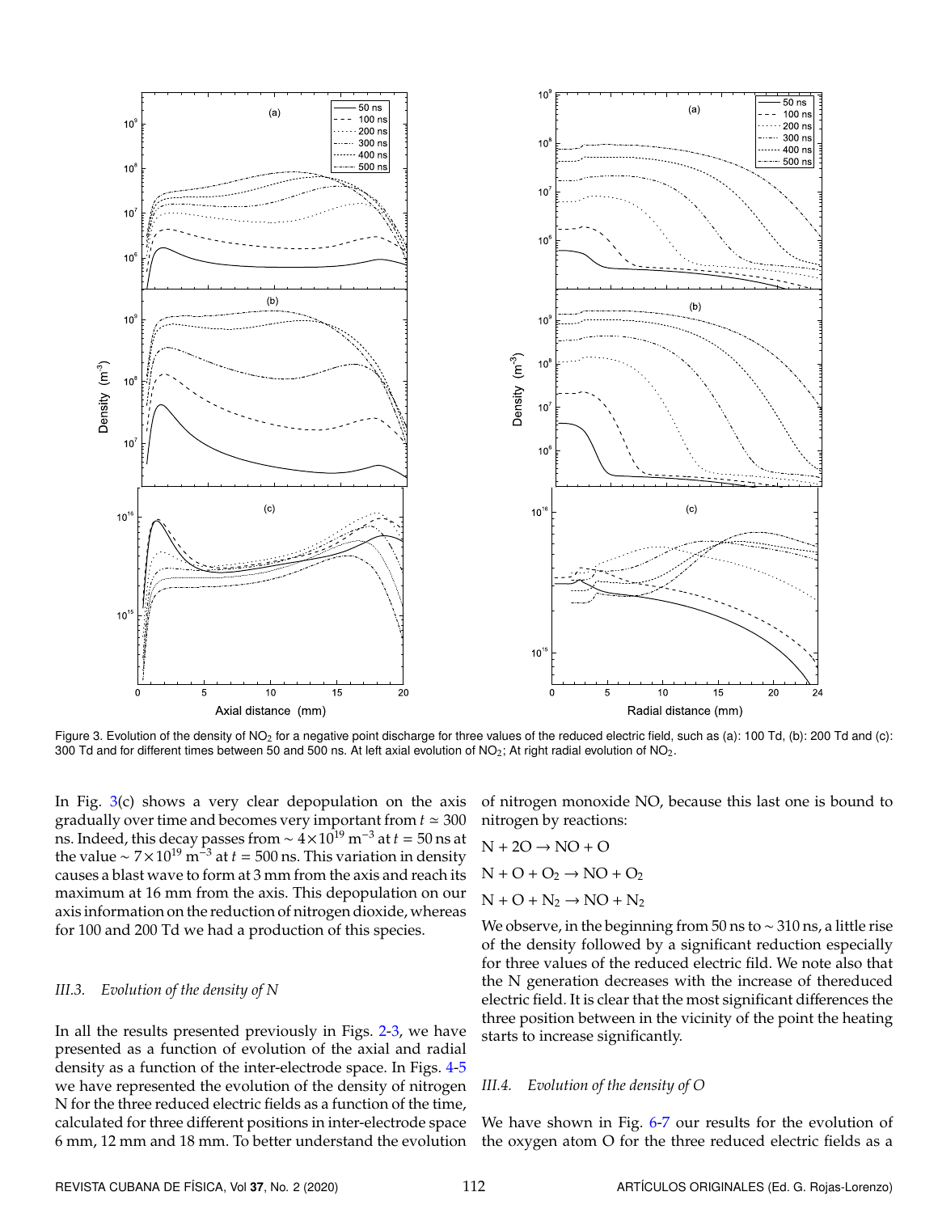Figure 3. Evolution of the density of $NO_2$ for a negative point discharge for three values of the reduced electric field, such as (a): 100 Td, (b): 200 Td and (c): 300 Td and for different times between 50 and 500 ns. At left axial evolution of $NO_2$; At right radial evolution of $NO_2$.

In Fig. 3(c) shows a very clear depopulation on the axis gradually over time and becomes very important from $t \simeq 300$ ns. Indeed, this decay passes from $\sim 4\times10^{19}$ $m^{-3}$ at $t$ = 50 ns at the value $\sim 7\times10^{19}$ $m^{-3}$ at $t$ = 500 ns. This variation in density causes a blast wave to form at 3 mm from the axis and reach its maximum at 16 mm from the axis. This depopulation on our axis information on the reduction of nitrogen dioxide, whereas for 100 and 200 Td we had a production of this species.

### *III.3. Evolution of the density of N*

In all the results presented previously in Figs. 2-3, we have presented as a function of evolution of the axial and radial density as a function of the inter-electrode space. In Figs. 4-5 we have represented the evolution of the density of nitrogen N for the three reduced electric fields as a function of the time, calculated for three different positions in inter-electrode space 6 mm, 12 mm and 18 mm. To better understand the evolution of nitrogen monoxide NO, because this last one is bound to nitrogen by reactions:

$N + 2O \rightarrow NO + O$

$N + O + O_2 \rightarrow NO + O_2$

$N + O + N_2 \rightarrow NO + N_2$

We observe, in the beginning from 50 ns to $\sim$ 310 ns, a little rise of the density followed by a significant reduction especially for three values of the reduced electric fild. We note also that the N generation decreases with the increase of thereduced electric field. It is clear that the most significant differences the three position between in the vicinity of the point the heating starts to increase significantly.

### *III.4. Evolution of the density of O*

We have shown in Fig. 6-7 our results for the evolution of the oxygen atom O for the three reduced electric fields as a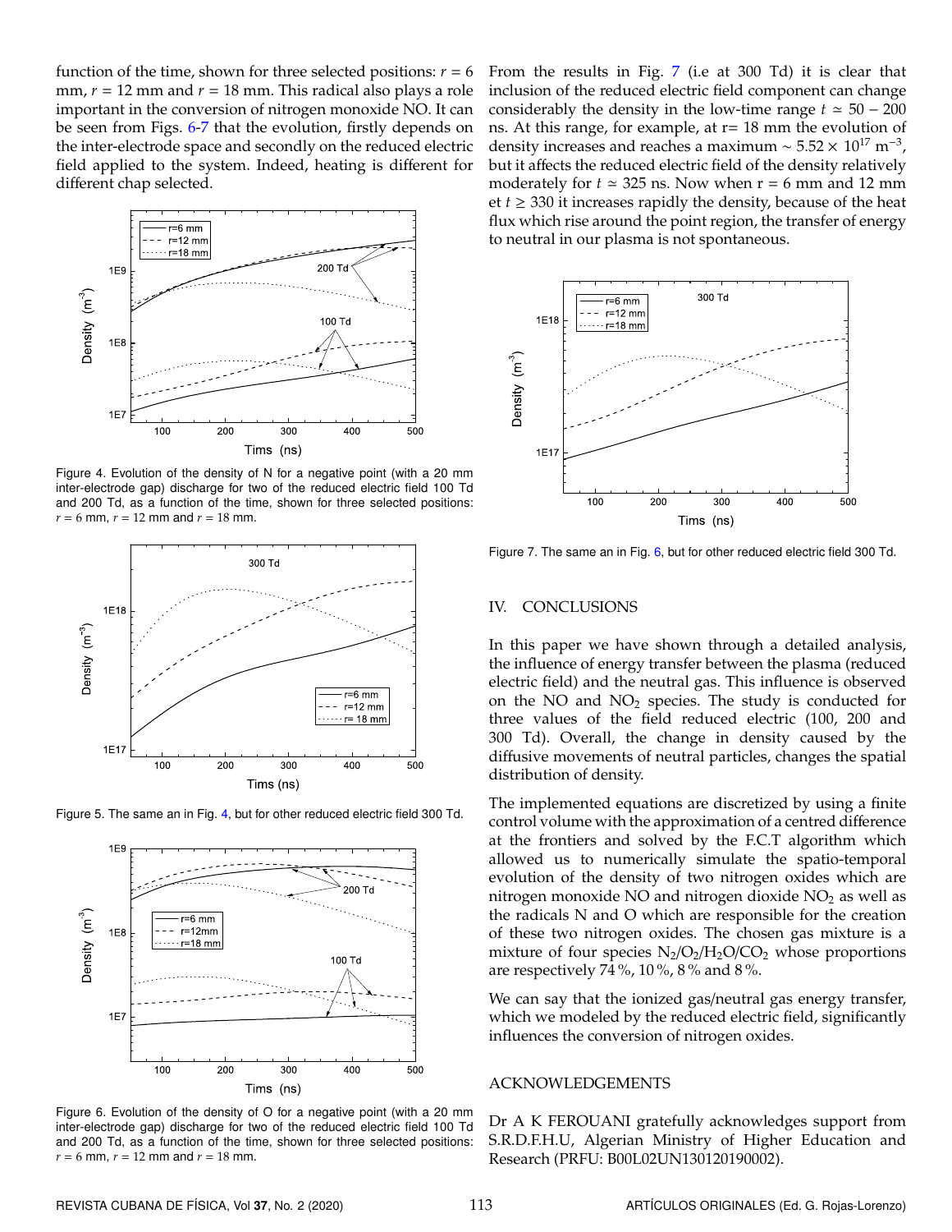function of the time, shown for three selected positions: $r = 6$ mm, $r = 12$ mm and $r = 18$ mm. This radical also plays a role important in the conversion of nitrogen monoxide NO. It can be seen from Figs. 6-7 that the evolution, firstly depends on the inter-electrode space and secondly on the reduced electric field applied to the system. Indeed, heating is different for different chap selected.

Figure 4. Evolution of the density of N for a negative point (with a 20 mm inter-electrode gap) discharge for two of the reduced electric field 100 Td and 200 Td, as a function of the time, shown for three selected positions: $r = 6$ mm, $r = 12$ mm and $r = 18$ mm.

Figure 5. The same an in Fig. 4, but for other reduced electric field 300 Td.

Figure 6. Evolution of the density of O for a negative point (with a 20 mm inter-electrode gap) discharge for two of the reduced electric field 100 Td and 200 Td, as a function of the time, shown for three selected positions: $r = 6$ mm, $r = 12$ mm and $r = 18$ mm.

From the results in Fig. 7 (i.e at 300 Td) it is clear that inclusion of the reduced electric field component can change considerably the density in the low-time range $t \simeq 50 - 200$ ns. At this range, for example, at r= 18 mm the evolution of density increases and reaches a maximum $\sim 5.52 \times 10^{17}$ m$^{-3}$, but it affects the reduced electric field of the density relatively moderately for $t \simeq 325$ ns. Now when r = 6 mm and 12 mm et $t \geq 330$ it increases rapidly the density, because of the heat flux which rise around the point region, the transfer of energy to neutral in our plasma is not spontaneous.

Figure 7. The same an in Fig. 6, but for other reduced electric field 300 Td.

## IV. CONCLUSIONS

In this paper we have shown through a detailed analysis, the influence of energy transfer between the plasma (reduced electric field) and the neutral gas. This influence is observed on the NO and $NO_2$ species. The study is conducted for three values of the field reduced electric (100, 200 and 300 Td). Overall, the change in density caused by the diffusive movements of neutral particles, changes the spatial distribution of density.

The implemented equations are discretized by using a finite control volume with the approximation of a centred difference at the frontiers and solved by the F.C.T algorithm which allowed us to numerically simulate the spatio-temporal evolution of the density of two nitrogen oxides which are nitrogen monoxide NO and nitrogen dioxide $NO_2$ as well as the radicals N and O which are responsible for the creation of these two nitrogen oxides. The chosen gas mixture is a mixture of four species $N_2/O_2/H_2O/CO_2$ whose proportions are respectively 74 %, 10 %, 8 % and 8 %.

We can say that the ionized gas/neutral gas energy transfer, which we modeled by the reduced electric field, significantly influences the conversion of nitrogen oxides.

## ACKNOWLEDGEMENTS

Dr A K FEROUANI gratefully acknowledges support from S.R.D.F.H.U, Algerian Ministry of Higher Education and Research (PRFU: B00L02UN130120190002).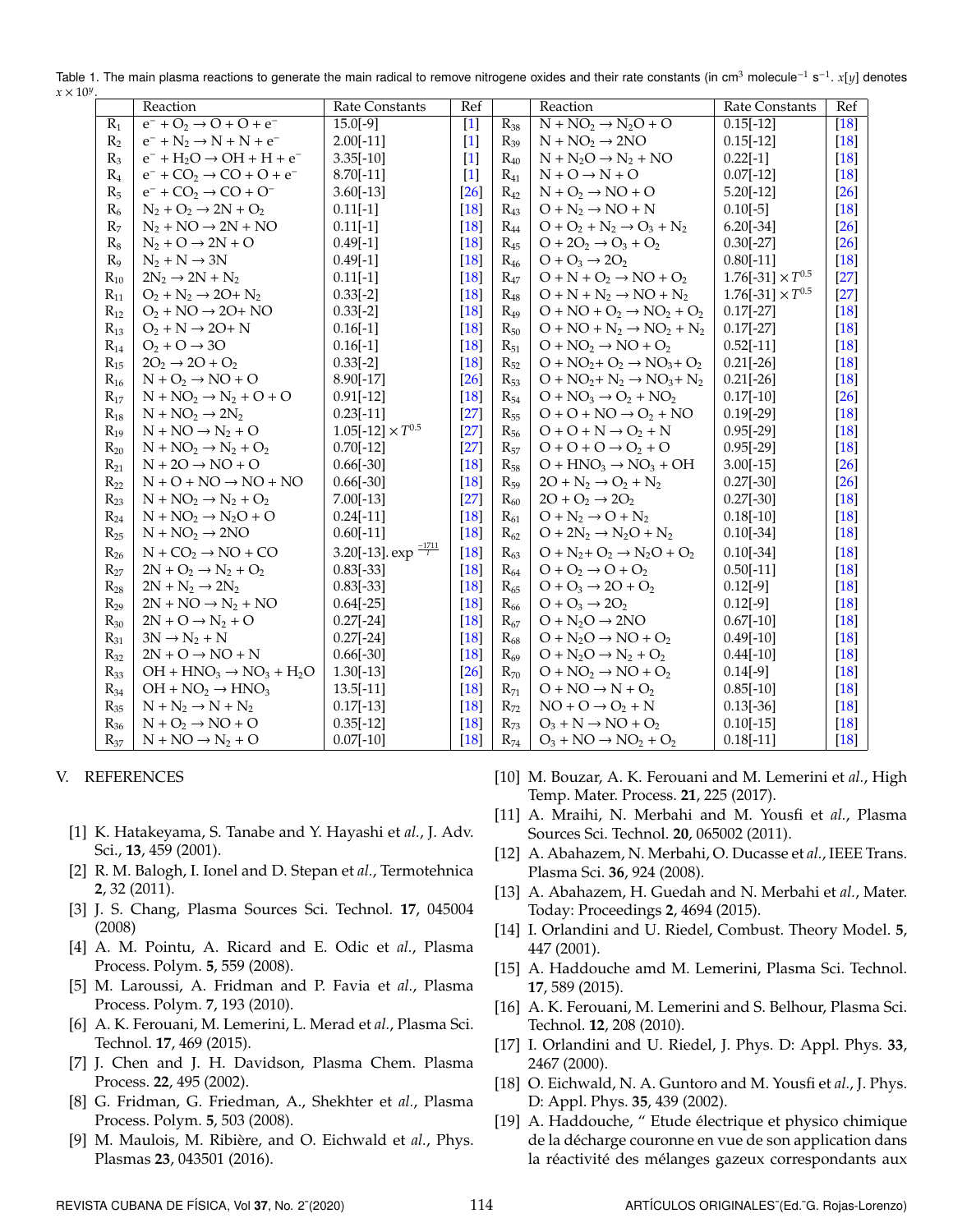Table 1. The main plasma reactions to generate the main radical to remove nitrogene oxides and their rate constants (in cm$^3$ molecule$^{-1}$ s$^{-1}$. $x[y]$ denotes $x \times 10^y$.

| | Reaction | Rate Constants | Ref | | Reaction | Rate Constants | Ref |
|---|---|---|---|---|---|---|---|
| $R_1$ | $e^- + O_2 \rightarrow O + O + e^-$ | 15.0[-9] | [1] | $R_{38}$ | $N + NO_2 \rightarrow N_2O + O$ | 0.15[-12] | [18] |
| $R_2$ | $e^- + N_2 \rightarrow N + N + e^-$ | 2.00[-11] | [1] | $R_{39}$ | $N + NO_2 \rightarrow 2NO$ | 0.15[-12] | [18] |
| $R_3$ | $e^- + H_2O \rightarrow OH + H + e^-$ | 3.35[-10] | [1] | $R_{40}$ | $N + N_2O \rightarrow N_2 + NO$ | 0.22[-1] | [18] |
| $R_4$ | $e^- + CO_2 \rightarrow CO + O + e^-$ | 8.70[-11] | [1] | $R_{41}$ | $N + O \rightarrow N + O$ | 0.07[-12] | [18] |
| $R_5$ | $e^- + CO_2 \rightarrow CO + O^-$ | 3.60[-13] | [26] | $R_{42}$ | $N + O_2 \rightarrow NO + O$ | 5.20[-12] | [26] |
| $R_6$ | $N_2 + O_2 \rightarrow 2N + O_2$ | 0.11[-1] | [18] | $R_{43}$ | $O + N_2 \rightarrow NO + N$ | 0.10[-5] | [18] |
| $R_7$ | $N_2 + NO \rightarrow 2N + NO$ | 0.11[-1] | [18] | $R_{44}$ | $O + O_2 + N_2 \rightarrow O_3 + N_2$ | 6.20[-34] | [26] |
| $R_8$ | $N_2 + O \rightarrow 2N + O$ | 0.49[-1] | [18] | $R_{45}$ | $O + 2O_2 \rightarrow O_3 + O_2$ | 0.30[-27] | [26] |
| $R_9$ | $N_2 + N \rightarrow 3N$ | 0.49[-1] | [18] | $R_{46}$ | $O + O_3 \rightarrow 2O_2$ | 0.80[-11] | [18] |
| $R_{10}$ | $2N_2 \rightarrow 2N + N_2$ | 0.11[-1] | [18] | $R_{47}$ | $O + N + O_2 \rightarrow NO + O_2$ | $1.76[-31] \times T^{0.5}$ | [27] |
| $R_{11}$ | $O_2 + N_2 \rightarrow 2O + N_2$ | 0.33[-2] | [18] | $R_{48}$ | $O + N + N_2 \rightarrow NO + N_2$ | $1.76[-31] \times T^{0.5}$ | [27] |
| $R_{12}$ | $O_2 + NO \rightarrow 2O + NO$ | 0.33[-2] | [18] | $R_{49}$ | $O + NO + O_2 \rightarrow NO_2 + O_2$ | 0.17[-27] | [18] |
| $R_{13}$ | $O_2 + N \rightarrow 2O + N$ | 0.16[-1] | [18] | $R_{50}$ | $O + NO + N_2 \rightarrow NO_2 + N_2$ | 0.17[-27] | [18] |
| $R_{14}$ | $O_2 + O \rightarrow 3O$ | 0.16[-1] | [18] | $R_{51}$ | $O + NO_2 \rightarrow NO + O_2$ | 0.52[-11] | [18] |
| $R_{15}$ | $2O_2 \rightarrow 2O + O_2$ | 0.33[-2] | [18] | $R_{52}$ | $O + NO_2 + O_2 \rightarrow NO_3 + O_2$ | 0.21[-26] | [18] |
| $R_{16}$ | $N + O_2 \rightarrow NO + O$ | 8.90[-17] | [26] | $R_{53}$ | $O + NO_2 + N_2 \rightarrow NO_3 + N_2$ | 0.21[-26] | [18] |
| $R_{17}$ | $N + NO_2 \rightarrow N_2 + O + O$ | 0.91[-12] | [18] | $R_{54}$ | $O + NO_3 \rightarrow O_2 + NO_2$ | 0.17[-10] | [26] |
| $R_{18}$ | $N + NO_2 \rightarrow 2N_2$ | 0.23[-11] | [27] | $R_{55}$ | $O + O + NO \rightarrow O_2 + NO$ | 0.19[-29] | [18] |
| $R_{19}$ | $N + NO \rightarrow N_2 + O$ | $1.05[-12] \times T^{0.5}$ | [27] | $R_{56}$ | $O + O + N \rightarrow O_2 + N$ | 0.95[-29] | [18] |
| $R_{20}$ | $N + NO_2 \rightarrow N_2 + O_2$ | 0.70[-12] | [27] | $R_{57}$ | $O + O + O \rightarrow O_2 + O$ | 0.95[-29] | [18] |
| $R_{21}$ | $N + 2O \rightarrow NO + O$ | 0.66[-30] | [18] | $R_{58}$ | $O + HNO_3 \rightarrow NO_3 + OH$ | 3.00[-15] | [26] |
| $R_{22}$ | $N + O + NO \rightarrow NO + NO$ | 0.66[-30] | [18] | $R_{59}$ | $2O + N_2 \rightarrow O_2 + N_2$ | 0.27[-30] | [26] |
| $R_{23}$ | $N + NO_2 \rightarrow N_2 + O_2$ | 7.00[-13] | [27] | $R_{60}$ | $2O + O_2 \rightarrow 2O_2$ | 0.27[-30] | [18] |
| $R_{24}$ | $N + NO_2 \rightarrow N_2O + O$ | 0.24[-11] | [18] | $R_{61}$ | $O + N_2 \rightarrow O + N_2$ | 0.18[-10] | [18] |
| $R_{25}$ | $N + NO_2 \rightarrow 2NO$ | 0.60[-11] | [18] | $R_{62}$ | $O + 2N_2 \rightarrow N_2O + N_2$ | 0.10[-34] | [18] |
| $R_{26}$ | $N + CO_2 \rightarrow NO + CO$ | $3.20[-13].\exp\frac{-1711}{T}$ | [18] | $R_{63}$ | $O + N_2 + O_2 \rightarrow N_2O + O_2$ | 0.10[-34] | [18] |
| $R_{27}$ | $2N + O_2 \rightarrow N_2 + O_2$ | 0.83[-33] | [18] | $R_{64}$ | $O + O_2 \rightarrow O + O_2$ | 0.50[-11] | [18] |
| $R_{28}$ | $2N + N_2 \rightarrow 2N_2$ | 0.83[-33] | [18] | $R_{65}$ | $O + O_3 \rightarrow 2O + O_2$ | 0.12[-9] | [18] |
| $R_{29}$ | $2N + NO \rightarrow N_2 + NO$ | 0.64[-25] | [18] | $R_{66}$ | $O + O_3 \rightarrow 2O_2$ | 0.12[-9] | [18] |
| $R_{30}$ | $2N + O \rightarrow N_2 + O$ | 0.27[-24] | [18] | $R_{67}$ | $O + N_2O \rightarrow 2NO$ | 0.67[-10] | [18] |
| $R_{31}$ | $3N \rightarrow N_2 + N$ | 0.27[-24] | [18] | $R_{68}$ | $O + N_2O \rightarrow NO + O_2$ | 0.49[-10] | [18] |
| $R_{32}$ | $2N + O \rightarrow NO + N$ | 0.66[-30] | [18] | $R_{69}$ | $O + N_2O \rightarrow N_2 + O_2$ | 0.44[-10] | [18] |
| $R_{33}$ | $OH + HNO_3 \rightarrow NO_3 + H_2O$ | 1.30[-13] | [26] | $R_{70}$ | $O + NO_2 \rightarrow NO + O_2$ | 0.14[-9] | [18] |
| $R_{34}$ | $OH + NO_2 \rightarrow HNO_3$ | 13.5[-11] | [18] | $R_{71}$ | $O + NO \rightarrow N + O_2$ | 0.85[-10] | [18] |
| $R_{35}$ | $N + N_2 \rightarrow N + N_2$ | 0.17[-13] | [18] | $R_{72}$ | $NO + O \rightarrow O_2 + N$ | 0.13[-36] | [18] |
| $R_{36}$ | $N + O_2 \rightarrow NO + O$ | 0.35[-12] | [18] | $R_{73}$ | $O_3 + N \rightarrow NO + O_2$ | 0.10[-15] | [18] |
| $R_{37}$ | $N + NO \rightarrow N_2 + O$ | 0.07[-10] | [18] | $R_{74}$ | $O_3 + NO \rightarrow NO_2 + O_2$ | 0.18[-11] | [18] |

## V. REFERENCES

[1] K. Hatakeyama, S. Tanabe and Y. Hayashi et *al.*, J. Adv. Sci., **13**, 459 (2001).

[2] R. M. Balogh, I. Ionel and D. Stepan et *al.*, Termotehnica **2**, 32 (2011).

[3] J. S. Chang, Plasma Sources Sci. Technol. **17**, 045004 (2008)

[4] A. M. Pointu, A. Ricard and E. Odic et *al.*, Plasma Process. Polym. **5**, 559 (2008).

[5] M. Laroussi, A. Fridman and P. Favia et *al.*, Plasma Process. Polym. **7**, 193 (2010).

[6] A. K. Ferouani, M. Lemerini, L. Merad et *al.*, Plasma Sci. Technol. **17**, 469 (2015).

[7] J. Chen and J. H. Davidson, Plasma Chem. Plasma Process. **22**, 495 (2002).

[8] G. Fridman, G. Friedman, A., Shekhter et *al.*, Plasma Process. Polym. **5**, 503 (2008).

[9] M. Maulois, M. Ribière, and O. Eichwald et *al.*, Phys. Plasmas **23**, 043501 (2016).

[10] M. Bouzar, A. K. Ferouani and M. Lemerini et *al.*, High Temp. Mater. Process. **21**, 225 (2017).

[11] A. Mraihi, N. Merbahi and M. Yousfi et *al.*, Plasma Sources Sci. Technol. **20**, 065002 (2011).

[12] A. Abahazem, N. Merbahi, O. Ducasse et *al.*, IEEE Trans. Plasma Sci. **36**, 924 (2008).

[13] A. Abahazem, H. Guedah and N. Merbahi et *al.*, Mater. Today: Proceedings **2**, 4694 (2015).

[14] I. Orlandini and U. Riedel, Combust. Theory Model. **5**, 447 (2001).

[15] A. Haddouche amd M. Lemerini, Plasma Sci. Technol. **17**, 589 (2015).

[16] A. K. Ferouani, M. Lemerini and S. Belhour, Plasma Sci. Technol. **12**, 208 (2010).

[17] I. Orlandini and U. Riedel, J. Phys. D: Appl. Phys. **33**, 2467 (2000).

[18] O. Eichwald, N. A. Guntoro and M. Yousfi et *al.*, J. Phys. D: Appl. Phys. **35**, 439 (2002).

[19] A. Haddouche, " Etude électrique et physico chimique de la décharge couronne en vue de son application dans la réactivité des mélanges gazeux correspondants aux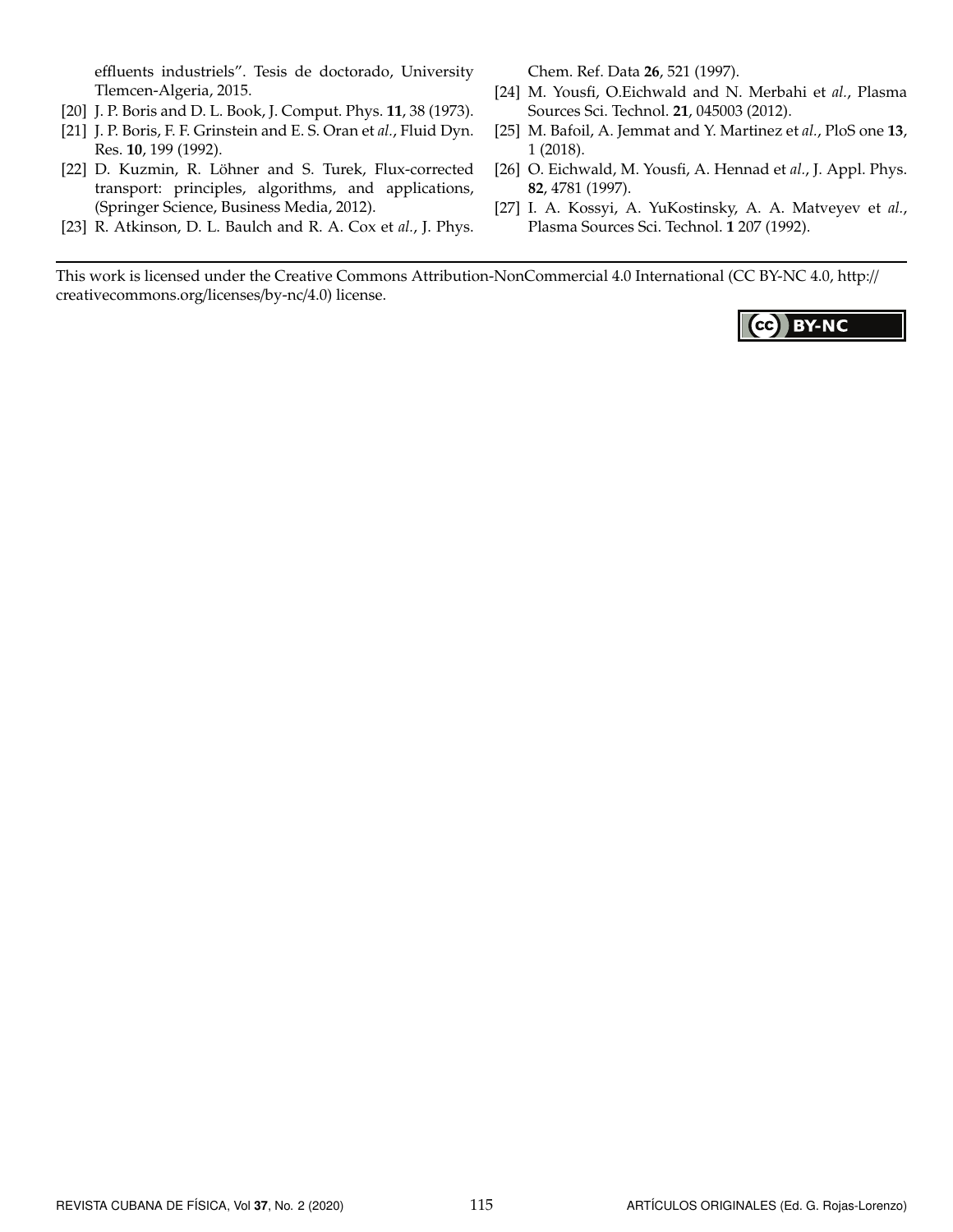effluents industriels". Tesis de doctorado, University Tlemcen-Algeria, 2015.

[20] J. P. Boris and D. L. Book, J. Comput. Phys. **11**, 38 (1973).

[21] J. P. Boris, F. F. Grinstein and E. S. Oran et *al.*, Fluid Dyn. Res. **10**, 199 (1992).

[22] D. Kuzmin, R. Löhner and S. Turek, Flux-corrected transport: principles, algorithms, and applications, (Springer Science, Business Media, 2012).

[23] R. Atkinson, D. L. Baulch and R. A. Cox et *al.*, J. Phys. Chem. Ref. Data **26**, 521 (1997).

[24] M. Yousfi, O.Eichwald and N. Merbahi et *al.*, Plasma Sources Sci. Technol. **21**, 045003 (2012).

[25] M. Bafoil, A. Jemmat and Y. Martinez et *al.*, PloS one **13**, 1 (2018).

[26] O. Eichwald, M. Yousfi, A. Hennad et *al.*, J. Appl. Phys. **82**, 4781 (1997).

[27] I. A. Kossyi, A. YuKostinsky, A. A. Matveyev et *al.*, Plasma Sources Sci. Technol. **1** 207 (1992).

---

This work is licensed under the Creative Commons Attribution-NonCommercial 4.0 International (CC BY-NC 4.0, http://creativecommons.org/licenses/by-nc/4.0) license.